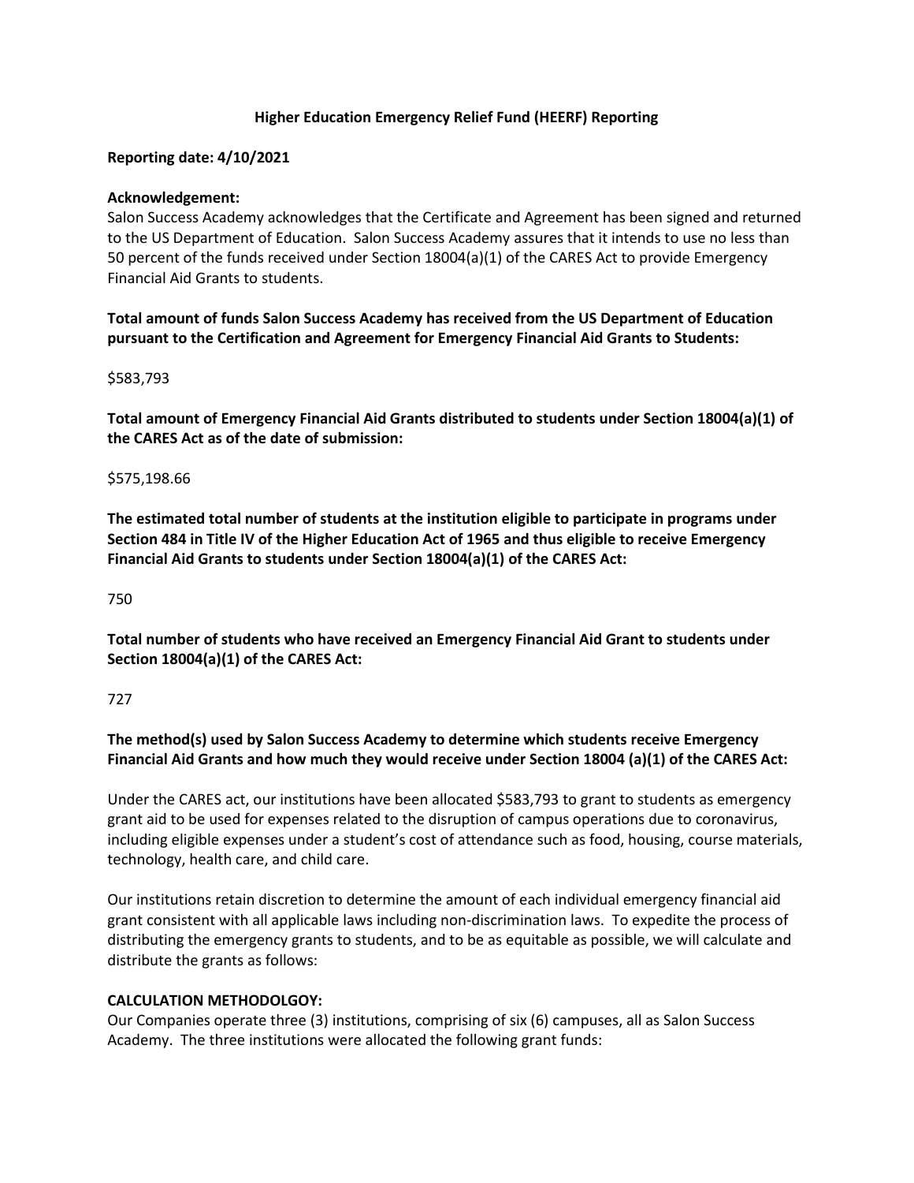# Higher Education Emergency Relief Fund (HEERF) Reporting

**Reporting date: 4/10/2021**

**Acknowledgement:**

Salon Success Academy acknowledges that the Certificate and Agreement has been signed and returned to the US Department of Education. Salon Success Academy assures that it intends to use no less than 50 percent of the funds received under Section 18004(a)(1) of the CARES Act to provide Emergency Financial Aid Grants to students.

**Total amount of funds Salon Success Academy has received from the US Department of Education pursuant to the Certification and Agreement for Emergency Financial Aid Grants to Students:**

$583,793

**Total amount of Emergency Financial Aid Grants distributed to students under Section 18004(a)(1) of the CARES Act as of the date of submission:**

$575,198.66

**The estimated total number of students at the institution eligible to participate in programs under Section 484 in Title IV of the Higher Education Act of 1965 and thus eligible to receive Emergency Financial Aid Grants to students under Section 18004(a)(1) of the CARES Act:**

750

**Total number of students who have received an Emergency Financial Aid Grant to students under Section 18004(a)(1) of the CARES Act:**

727

**The method(s) used by Salon Success Academy to determine which students receive Emergency Financial Aid Grants and how much they would receive under Section 18004 (a)(1) of the CARES Act:**

Under the CARES act, our institutions have been allocated $583,793 to grant to students as emergency grant aid to be used for expenses related to the disruption of campus operations due to coronavirus, including eligible expenses under a student's cost of attendance such as food, housing, course materials, technology, health care, and child care.

Our institutions retain discretion to determine the amount of each individual emergency financial aid grant consistent with all applicable laws including non-discrimination laws. To expedite the process of distributing the emergency grants to students, and to be as equitable as possible, we will calculate and distribute the grants as follows:

**CALCULATION METHODOLGOY:**

Our Companies operate three (3) institutions, comprising of six (6) campuses, all as Salon Success Academy. The three institutions were allocated the following grant funds: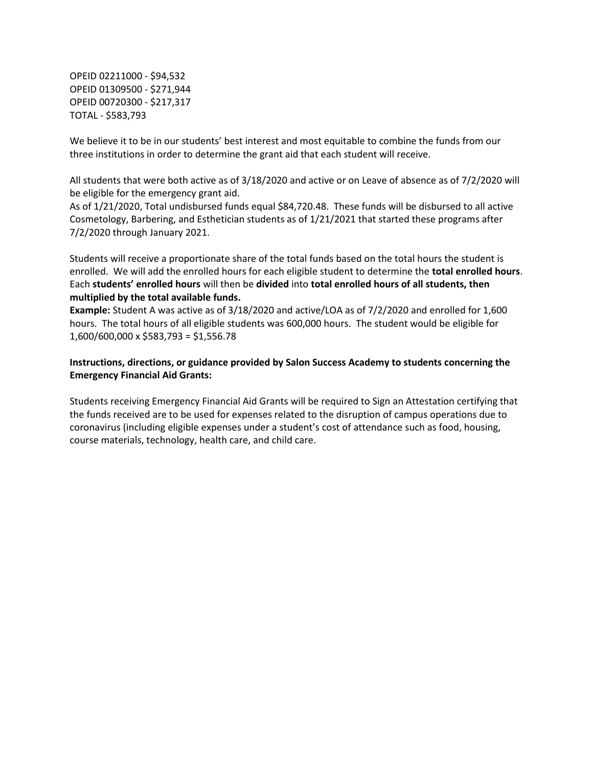OPEID 02211000 - $94,532
OPEID 01309500 - $271,944
OPEID 00720300 - $217,317
TOTAL - $583,793

We believe it to be in our students' best interest and most equitable to combine the funds from our three institutions in order to determine the grant aid that each student will receive.

All students that were both active as of 3/18/2020 and active or on Leave of absence as of 7/2/2020 will be eligible for the emergency grant aid.
As of 1/21/2020, Total undisbursed funds equal $84,720.48. These funds will be disbursed to all active Cosmetology, Barbering, and Esthetician students as of 1/21/2021 that started these programs after 7/2/2020 through January 2021.

Students will receive a proportionate share of the total funds based on the total hours the student is enrolled. We will add the enrolled hours for each eligible student to determine the **total enrolled hours**. Each **students' enrolled hours** will then be **divided** into **total enrolled hours of all students, then multiplied by the total available funds.**
**Example:** Student A was active as of 3/18/2020 and active/LOA as of 7/2/2020 and enrolled for 1,600 hours. The total hours of all eligible students was 600,000 hours. The student would be eligible for 1,600/600,000 x $583,793 = $1,556.78

**Instructions, directions, or guidance provided by Salon Success Academy to students concerning the Emergency Financial Aid Grants:**

Students receiving Emergency Financial Aid Grants will be required to Sign an Attestation certifying that the funds received are to be used for expenses related to the disruption of campus operations due to coronavirus (including eligible expenses under a student's cost of attendance such as food, housing, course materials, technology, health care, and child care.